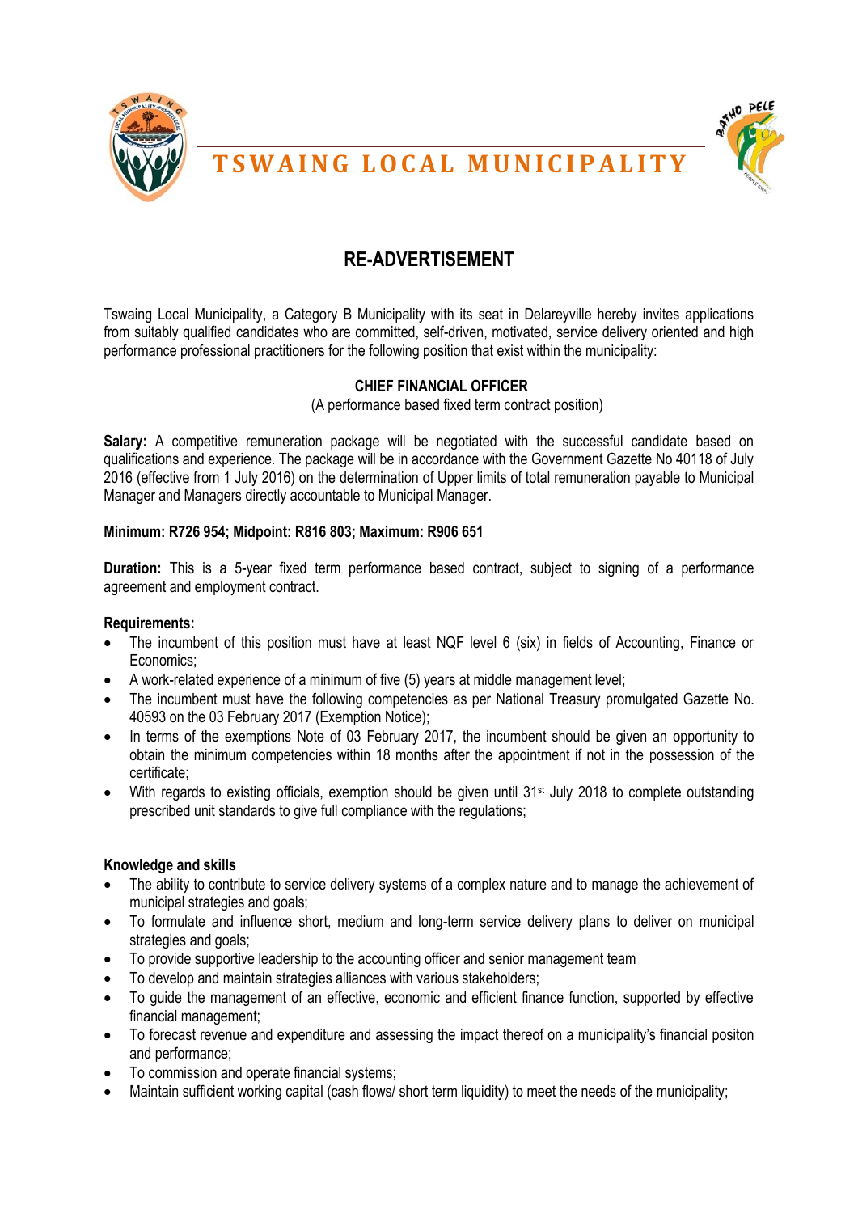# TSWAING LOCAL MUNICIPALITY

## RE-ADVERTISEMENT

Tswaing Local Municipality, a Category B Municipality with its seat in Delareyville hereby invites applications from suitably qualified candidates who are committed, self-driven, motivated, service delivery oriented and high performance professional practitioners for the following position that exist within the municipality:

### CHIEF FINANCIAL OFFICER

(A performance based fixed term contract position)

**Salary:** A competitive remuneration package will be negotiated with the successful candidate based on qualifications and experience. The package will be in accordance with the Government Gazette No 40118 of July 2016 (effective from 1 July 2016) on the determination of Upper limits of total remuneration payable to Municipal Manager and Managers directly accountable to Municipal Manager.

**Minimum: R726 954; Midpoint: R816 803; Maximum: R906 651**

**Duration:** This is a 5-year fixed term performance based contract, subject to signing of a performance agreement and employment contract.

**Requirements:**

- The incumbent of this position must have at least NQF level 6 (six) in fields of Accounting, Finance or Economics;
- A work-related experience of a minimum of five (5) years at middle management level;
- The incumbent must have the following competencies as per National Treasury promulgated Gazette No. 40593 on the 03 February 2017 (Exemption Notice);
- In terms of the exemptions Note of 03 February 2017, the incumbent should be given an opportunity to obtain the minimum competencies within 18 months after the appointment if not in the possession of the certificate;
- With regards to existing officials, exemption should be given until 31st July 2018 to complete outstanding prescribed unit standards to give full compliance with the regulations;

**Knowledge and skills**

- The ability to contribute to service delivery systems of a complex nature and to manage the achievement of municipal strategies and goals;
- To formulate and influence short, medium and long-term service delivery plans to deliver on municipal strategies and goals;
- To provide supportive leadership to the accounting officer and senior management team
- To develop and maintain strategies alliances with various stakeholders;
- To guide the management of an effective, economic and efficient finance function, supported by effective financial management;
- To forecast revenue and expenditure and assessing the impact thereof on a municipality's financial positon and performance;
- To commission and operate financial systems;
- Maintain sufficient working capital (cash flows/ short term liquidity) to meet the needs of the municipality;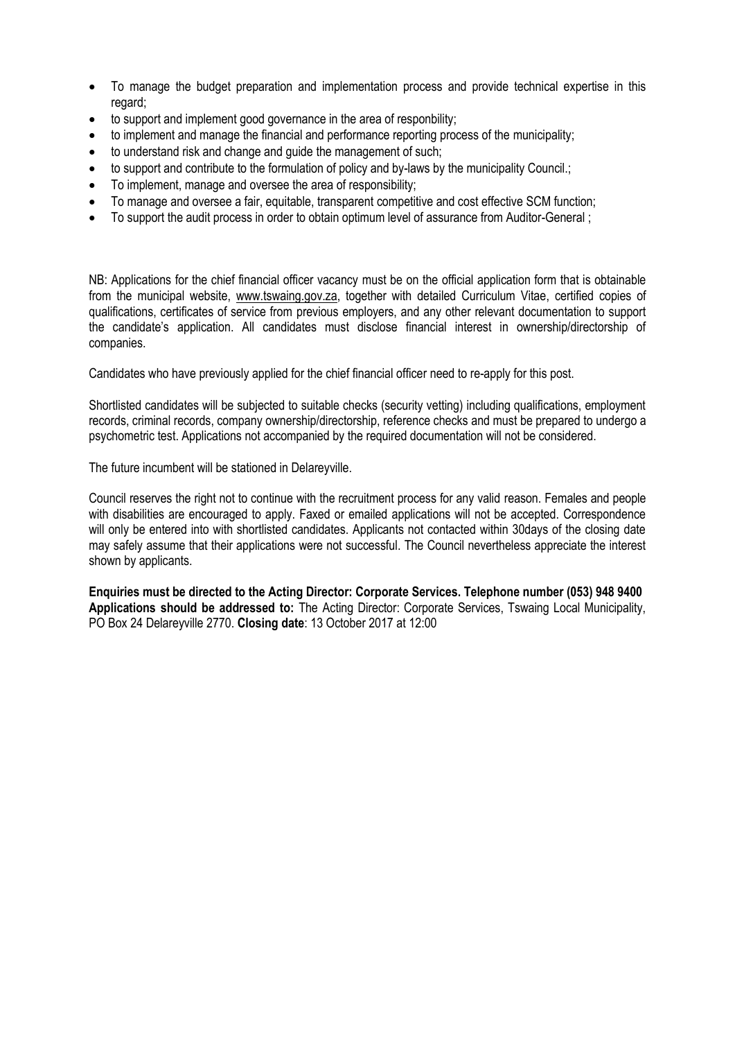- To manage the budget preparation and implementation process and provide technical expertise in this regard;
- to support and implement good governance in the area of responbility;
- to implement and manage the financial and performance reporting process of the municipality;
- to understand risk and change and guide the management of such;
- to support and contribute to the formulation of policy and by-laws by the municipality Council.;
- To implement, manage and oversee the area of responsibility;
- To manage and oversee a fair, equitable, transparent competitive and cost effective SCM function;
- To support the audit process in order to obtain optimum level of assurance from Auditor-General ;

NB: Applications for the chief financial officer vacancy must be on the official application form that is obtainable from the municipal website, www.tswaing.gov.za, together with detailed Curriculum Vitae, certified copies of qualifications, certificates of service from previous employers, and any other relevant documentation to support the candidate's application. All candidates must disclose financial interest in ownership/directorship of companies.

Candidates who have previously applied for the chief financial officer need to re-apply for this post.

Shortlisted candidates will be subjected to suitable checks (security vetting) including qualifications, employment records, criminal records, company ownership/directorship, reference checks and must be prepared to undergo a psychometric test. Applications not accompanied by the required documentation will not be considered.

The future incumbent will be stationed in Delareyville.

Council reserves the right not to continue with the recruitment process for any valid reason. Females and people with disabilities are encouraged to apply. Faxed or emailed applications will not be accepted. Correspondence will only be entered into with shortlisted candidates. Applicants not contacted within 30days of the closing date may safely assume that their applications were not successful. The Council nevertheless appreciate the interest shown by applicants.

**Enquiries must be directed to the Acting Director: Corporate Services. Telephone number (053) 948 9400**
**Applications should be addressed to:** The Acting Director: Corporate Services, Tswaing Local Municipality, PO Box 24 Delareyville 2770. **Closing date**: 13 October 2017 at 12:00